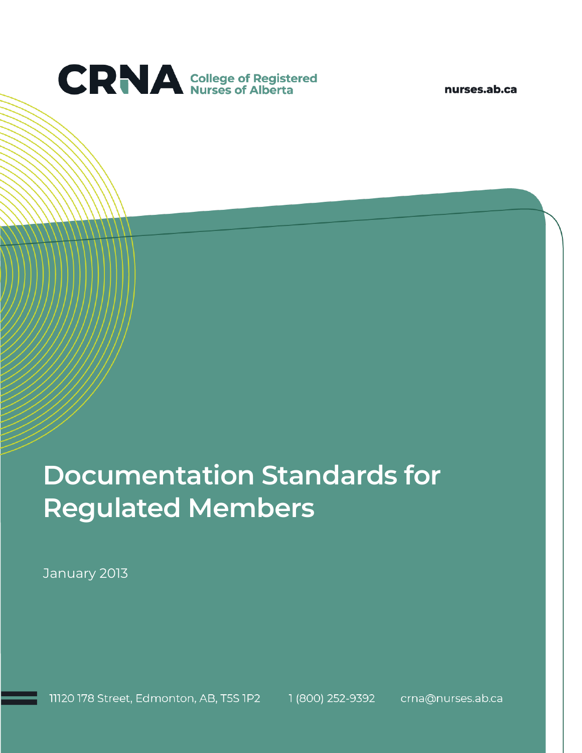CRNA College of Registered Nurses of Alberta

nurses.ab.ca

# Documentation Standards for Regulated Members

January 2013

11120 178 Street, Edmonton, AB, T5S 1P2 1 (800) 252-9392 crna@nurses.ab.ca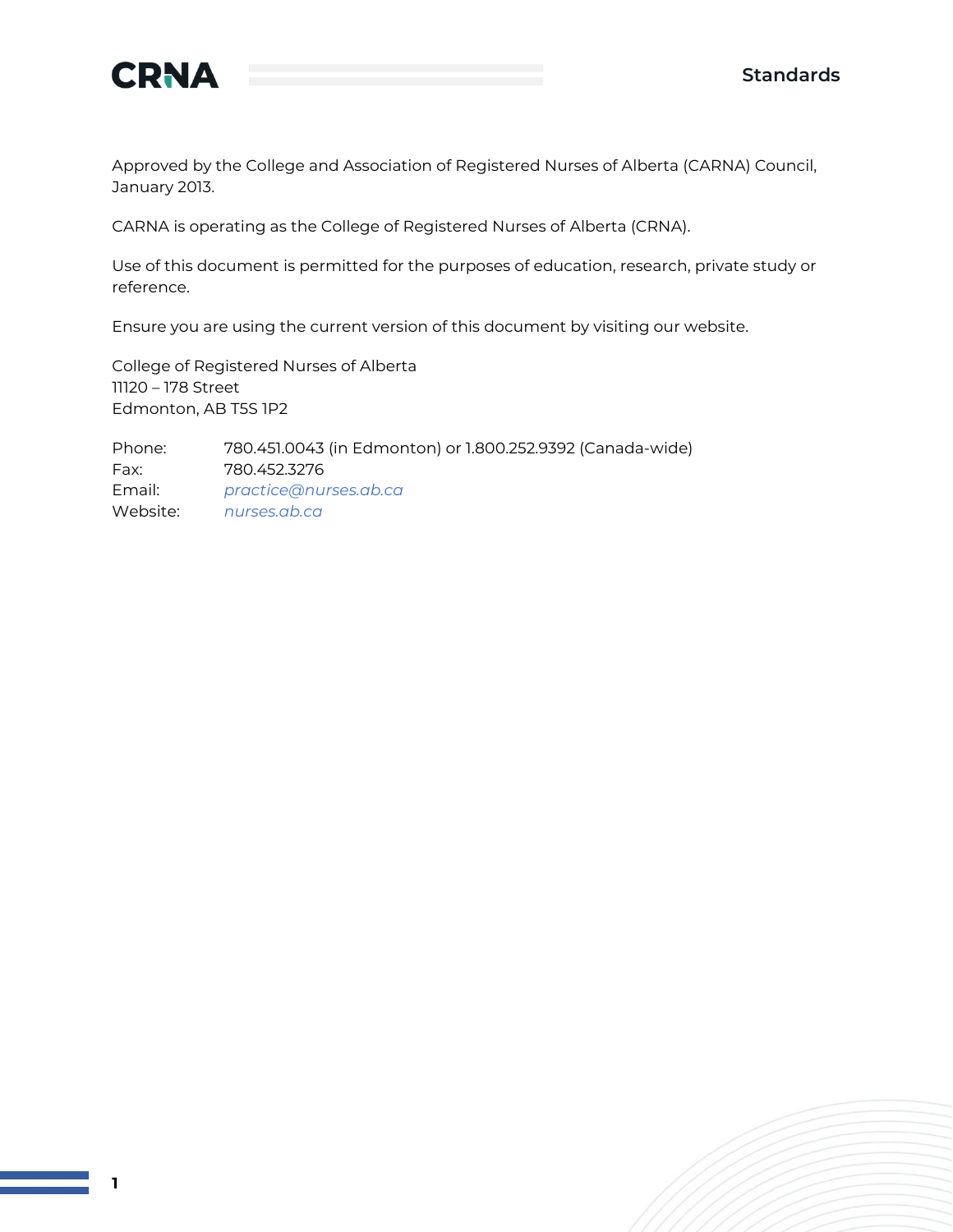Approved by the College and Association of Registered Nurses of Alberta (CARNA) Council, January 2013.

CARNA is operating as the College of Registered Nurses of Alberta (CRNA).

Use of this document is permitted for the purposes of education, research, private study or reference.

Ensure you are using the current version of this document by visiting our website.

College of Registered Nurses of Alberta
11120 – 178 Street
Edmonton, AB T5S 1P2

Phone: 780.451.0043 (in Edmonton) or 1.800.252.9392 (Canada-wide)
Fax: 780.452.3276
Email: *practice@nurses.ab.ca*
Website: *nurses.ab.ca*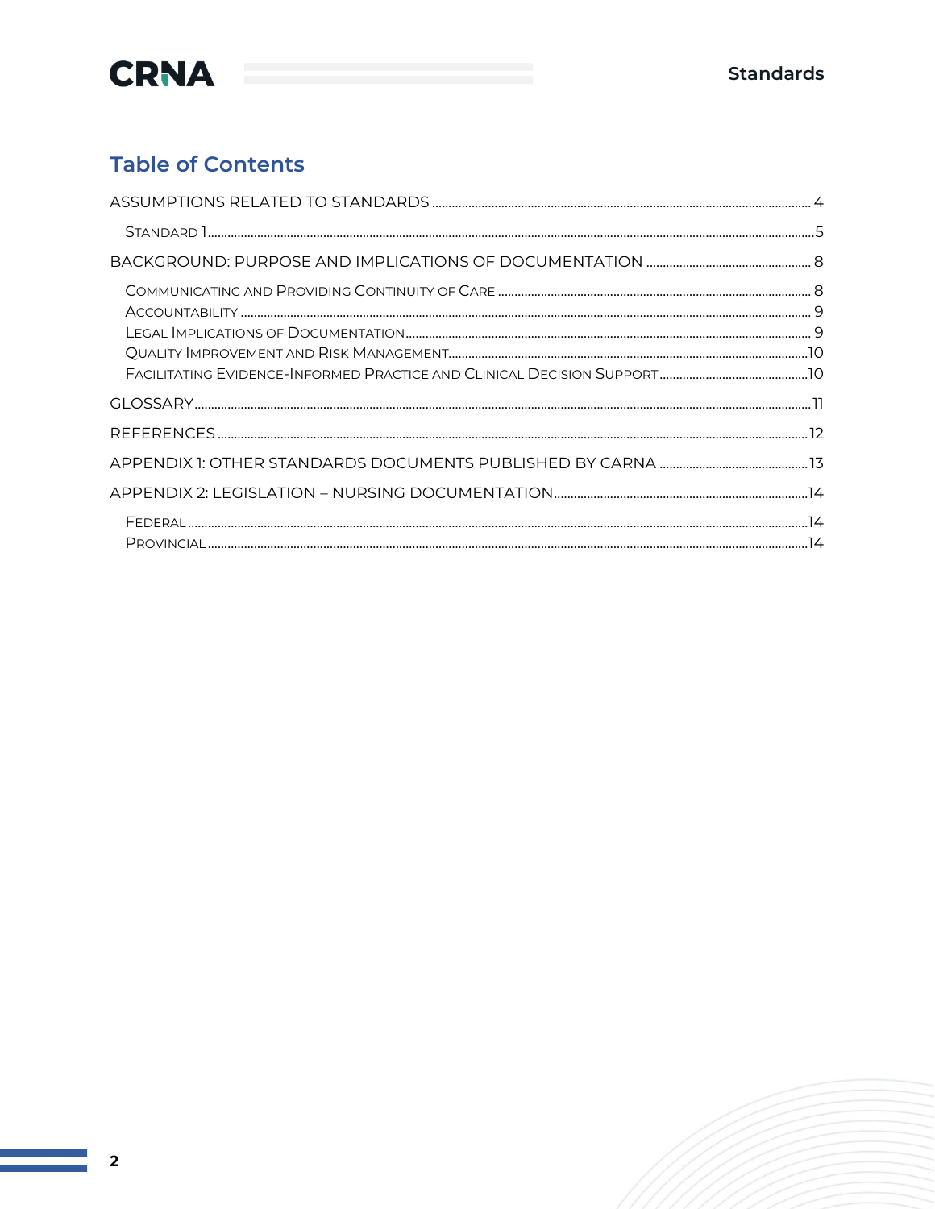## Table of Contents

ASSUMPTIONS RELATED TO STANDARDS ........ 4

- STANDARD 1 ........ 5

BACKGROUND: PURPOSE AND IMPLICATIONS OF DOCUMENTATION ........ 8

- COMMUNICATING AND PROVIDING CONTINUITY OF CARE ........ 8
- ACCOUNTABILITY ........ 9
- LEGAL IMPLICATIONS OF DOCUMENTATION ........ 9
- QUALITY IMPROVEMENT AND RISK MANAGEMENT ........ 10
- FACILITATING EVIDENCE-INFORMED PRACTICE AND CLINICAL DECISION SUPPORT ........ 10

GLOSSARY ........ 11

REFERENCES ........ 12

APPENDIX 1: OTHER STANDARDS DOCUMENTS PUBLISHED BY CARNA ........ 13

APPENDIX 2: LEGISLATION – NURSING DOCUMENTATION ........ 14

- FEDERAL ........ 14
- PROVINCIAL ........ 14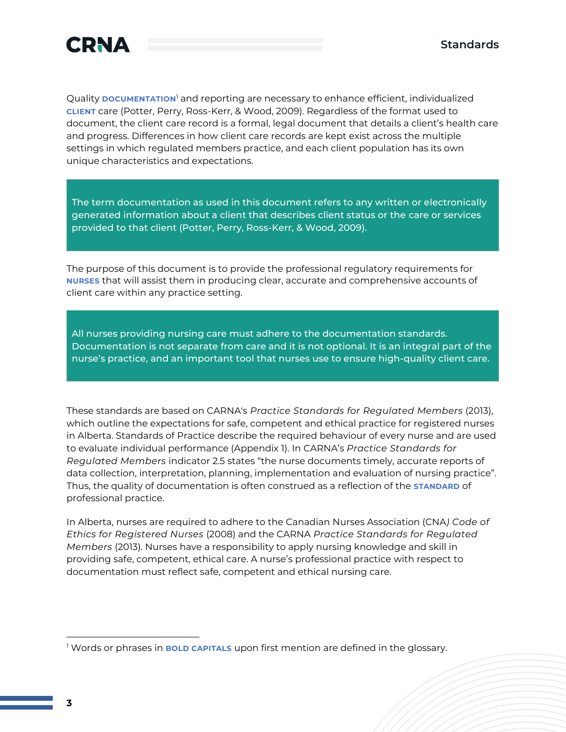Quality **DOCUMENTATION**[1] and reporting are necessary to enhance efficient, individualized **CLIENT** care (Potter, Perry, Ross-Kerr, & Wood, 2009). Regardless of the format used to document, the client care record is a formal, legal document that details a client's health care and progress. Differences in how client care records are kept exist across the multiple settings in which regulated members practice, and each client population has its own unique characteristics and expectations.

> The term documentation as used in this document refers to any written or electronically generated information about a client that describes client status or the care or services provided to that client (Potter, Perry, Ross-Kerr, & Wood, 2009).

The purpose of this document is to provide the professional regulatory requirements for **NURSES** that will assist them in producing clear, accurate and comprehensive accounts of client care within any practice setting.

> All nurses providing nursing care must adhere to the documentation standards. Documentation is not separate from care and it is not optional. It is an integral part of the nurse's practice, and an important tool that nurses use to ensure high-quality client care.

These standards are based on CARNA's *Practice Standards for Regulated Members* (2013), which outline the expectations for safe, competent and ethical practice for registered nurses in Alberta. Standards of Practice describe the required behaviour of every nurse and are used to evaluate individual performance (Appendix 1). In CARNA's *Practice Standards for Regulated Members* indicator 2.5 states "the nurse documents timely, accurate reports of data collection, interpretation, planning, implementation and evaluation of nursing practice". Thus, the quality of documentation is often construed as a reflection of the **STANDARD** of professional practice.

In Alberta, nurses are required to adhere to the Canadian Nurses Association (CNA*) Code of Ethics for Registered Nurses* (2008) and the CARNA *Practice Standards for Regulated Members* (2013). Nurses have a responsibility to apply nursing knowledge and skill in providing safe, competent, ethical care. A nurse's professional practice with respect to documentation must reflect safe, competent and ethical nursing care.

---

[1] Words or phrases in **BOLD CAPITALS** upon first mention are defined in the glossary.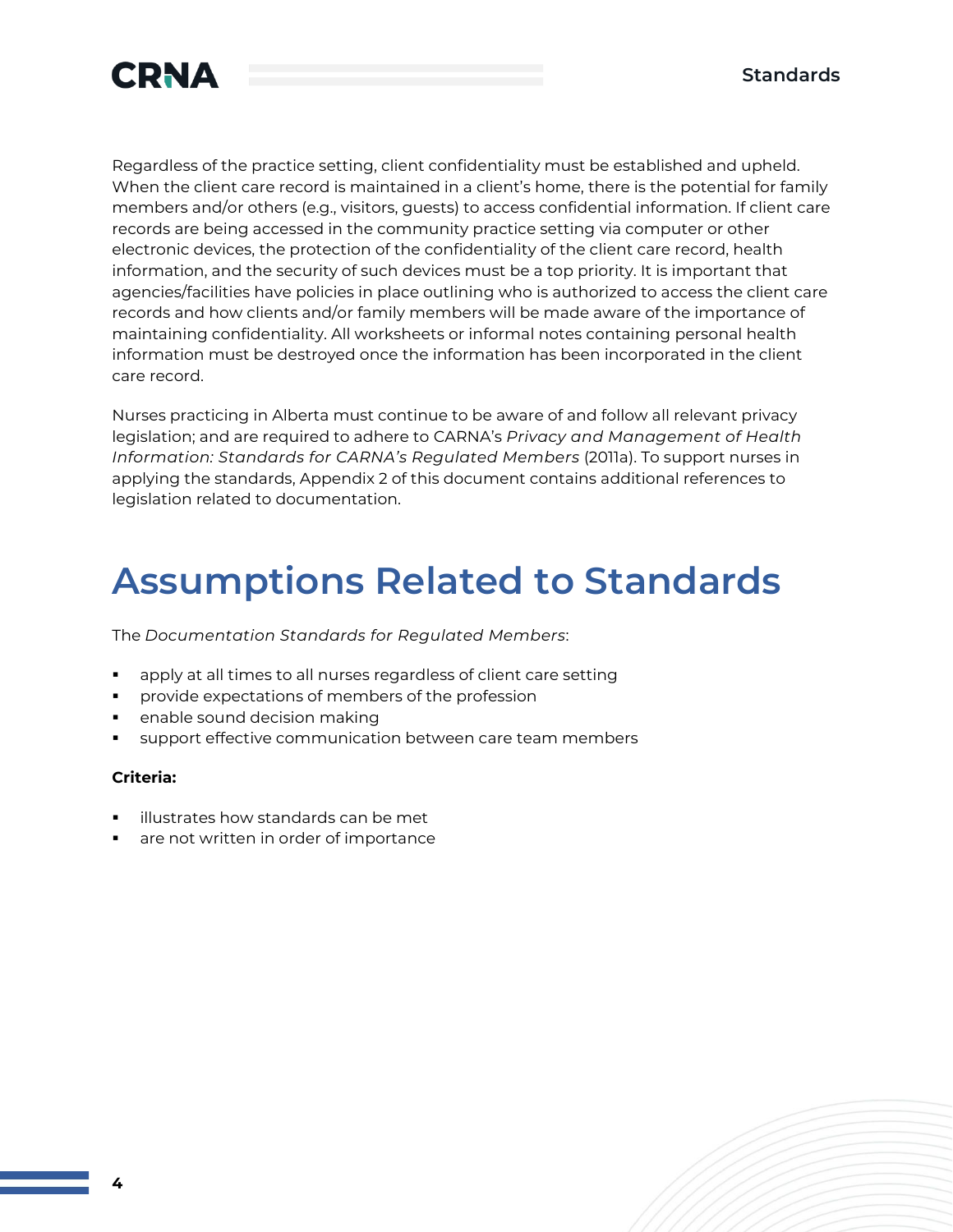Regardless of the practice setting, client confidentiality must be established and upheld. When the client care record is maintained in a client's home, there is the potential for family members and/or others (e.g., visitors, guests) to access confidential information. If client care records are being accessed in the community practice setting via computer or other electronic devices, the protection of the confidentiality of the client care record, health information, and the security of such devices must be a top priority. It is important that agencies/facilities have policies in place outlining who is authorized to access the client care records and how clients and/or family members will be made aware of the importance of maintaining confidentiality. All worksheets or informal notes containing personal health information must be destroyed once the information has been incorporated in the client care record.

Nurses practicing in Alberta must continue to be aware of and follow all relevant privacy legislation; and are required to adhere to CARNA's *Privacy and Management of Health Information: Standards for CARNA's Regulated Members* (2011a). To support nurses in applying the standards, Appendix 2 of this document contains additional references to legislation related to documentation.

# Assumptions Related to Standards

The *Documentation Standards for Regulated Members*:

- apply at all times to all nurses regardless of client care setting
- provide expectations of members of the profession
- enable sound decision making
- support effective communication between care team members

**Criteria:**

- illustrates how standards can be met
- are not written in order of importance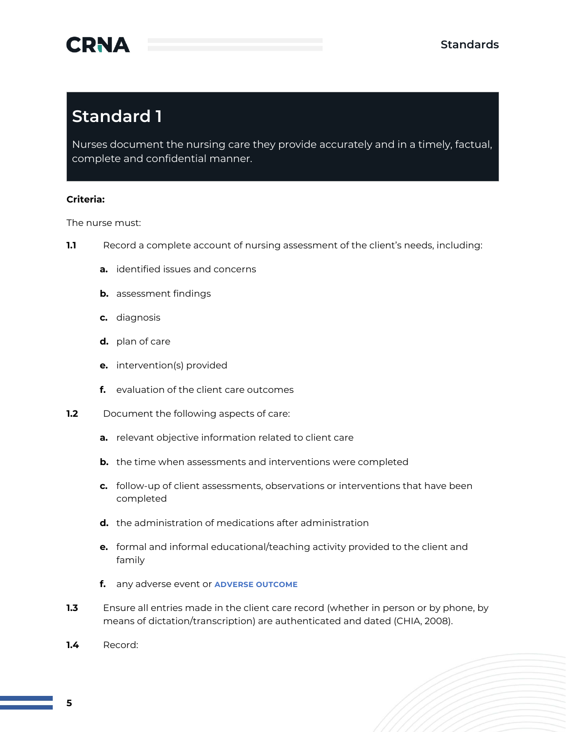## Standard 1

Nurses document the nursing care they provide accurately and in a timely, factual, complete and confidential manner.

**Criteria:**

The nurse must:

**1.1** Record a complete account of nursing assessment of the client's needs, including:

- **a.** identified issues and concerns
- **b.** assessment findings
- **c.** diagnosis
- **d.** plan of care
- **e.** intervention(s) provided
- **f.** evaluation of the client care outcomes

**1.2** Document the following aspects of care:

- **a.** relevant objective information related to client care
- **b.** the time when assessments and interventions were completed
- **c.** follow-up of client assessments, observations or interventions that have been completed
- **d.** the administration of medications after administration
- **e.** formal and informal educational/teaching activity provided to the client and family
- **f.** any adverse event or **ADVERSE OUTCOME**

**1.3** Ensure all entries made in the client care record (whether in person or by phone, by means of dictation/transcription) are authenticated and dated (CHIA, 2008).

**1.4** Record: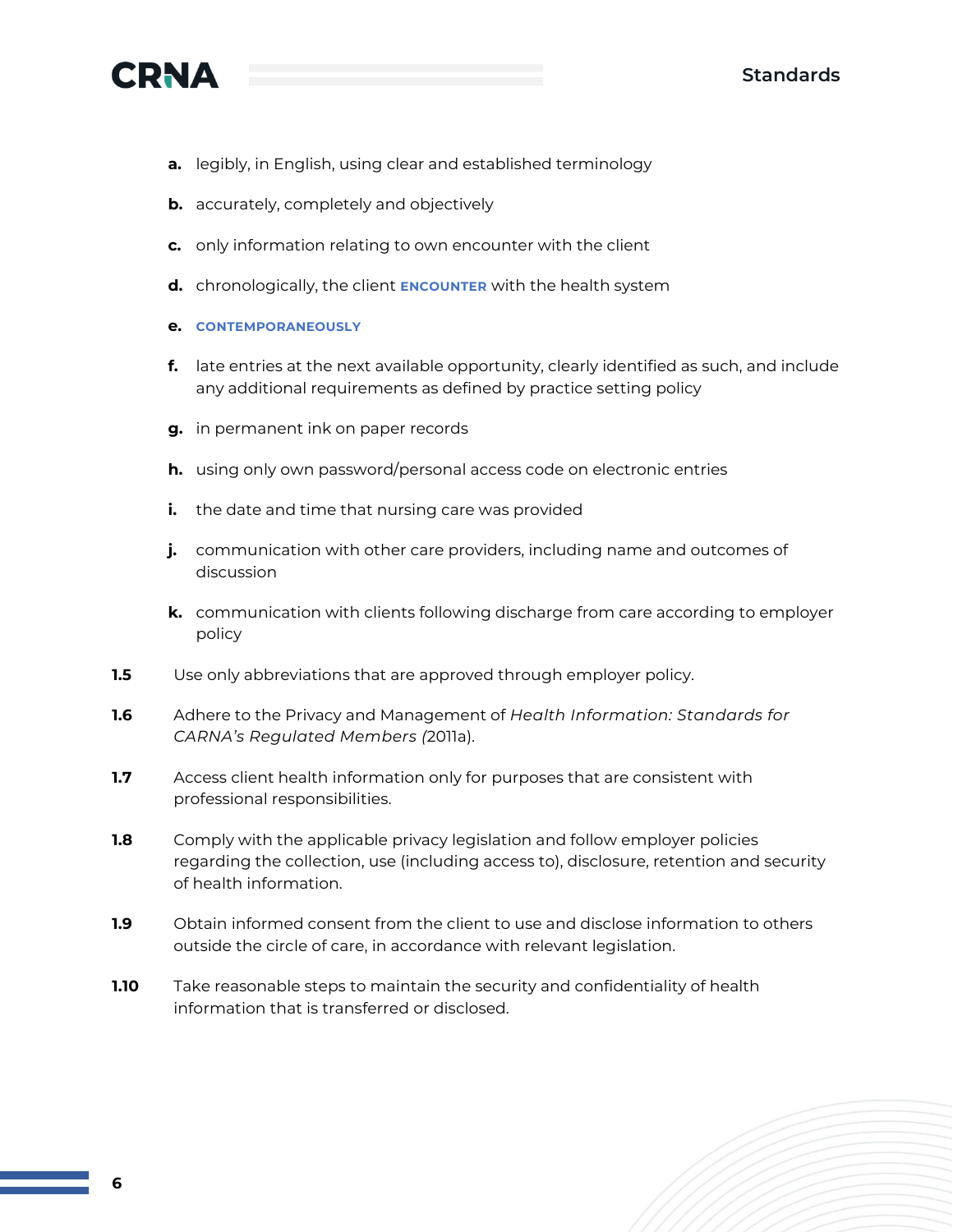- **a.** legibly, in English, using clear and established terminology
- **b.** accurately, completely and objectively
- **c.** only information relating to own encounter with the client
- **d.** chronologically, the client **ENCOUNTER** with the health system
- **e.** **CONTEMPORANEOUSLY**
- **f.** late entries at the next available opportunity, clearly identified as such, and include any additional requirements as defined by practice setting policy
- **g.** in permanent ink on paper records
- **h.** using only own password/personal access code on electronic entries
- **i.** the date and time that nursing care was provided
- **j.** communication with other care providers, including name and outcomes of discussion
- **k.** communication with clients following discharge from care according to employer policy

**1.5** Use only abbreviations that are approved through employer policy.

**1.6** Adhere to the Privacy and Management of *Health Information: Standards for CARNA's Regulated Members (*2011a).

**1.7** Access client health information only for purposes that are consistent with professional responsibilities.

**1.8** Comply with the applicable privacy legislation and follow employer policies regarding the collection, use (including access to), disclosure, retention and security of health information.

**1.9** Obtain informed consent from the client to use and disclose information to others outside the circle of care, in accordance with relevant legislation.

**1.10** Take reasonable steps to maintain the security and confidentiality of health information that is transferred or disclosed.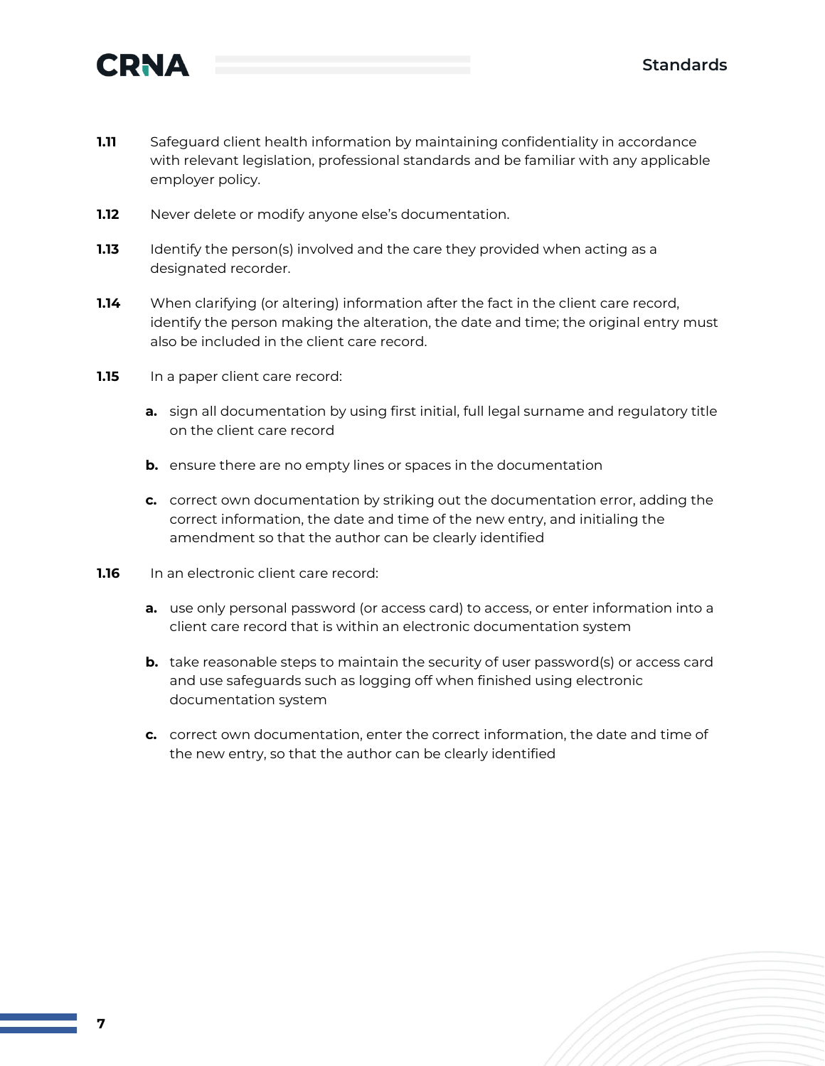**1.11** Safeguard client health information by maintaining confidentiality in accordance with relevant legislation, professional standards and be familiar with any applicable employer policy.

**1.12** Never delete or modify anyone else's documentation.

**1.13** Identify the person(s) involved and the care they provided when acting as a designated recorder.

**1.14** When clarifying (or altering) information after the fact in the client care record, identify the person making the alteration, the date and time; the original entry must also be included in the client care record.

**1.15** In a paper client care record:

- **a.** sign all documentation by using first initial, full legal surname and regulatory title on the client care record
- **b.** ensure there are no empty lines or spaces in the documentation
- **c.** correct own documentation by striking out the documentation error, adding the correct information, the date and time of the new entry, and initialing the amendment so that the author can be clearly identified

**1.16** In an electronic client care record:

- **a.** use only personal password (or access card) to access, or enter information into a client care record that is within an electronic documentation system
- **b.** take reasonable steps to maintain the security of user password(s) or access card and use safeguards such as logging off when finished using electronic documentation system
- **c.** correct own documentation, enter the correct information, the date and time of the new entry, so that the author can be clearly identified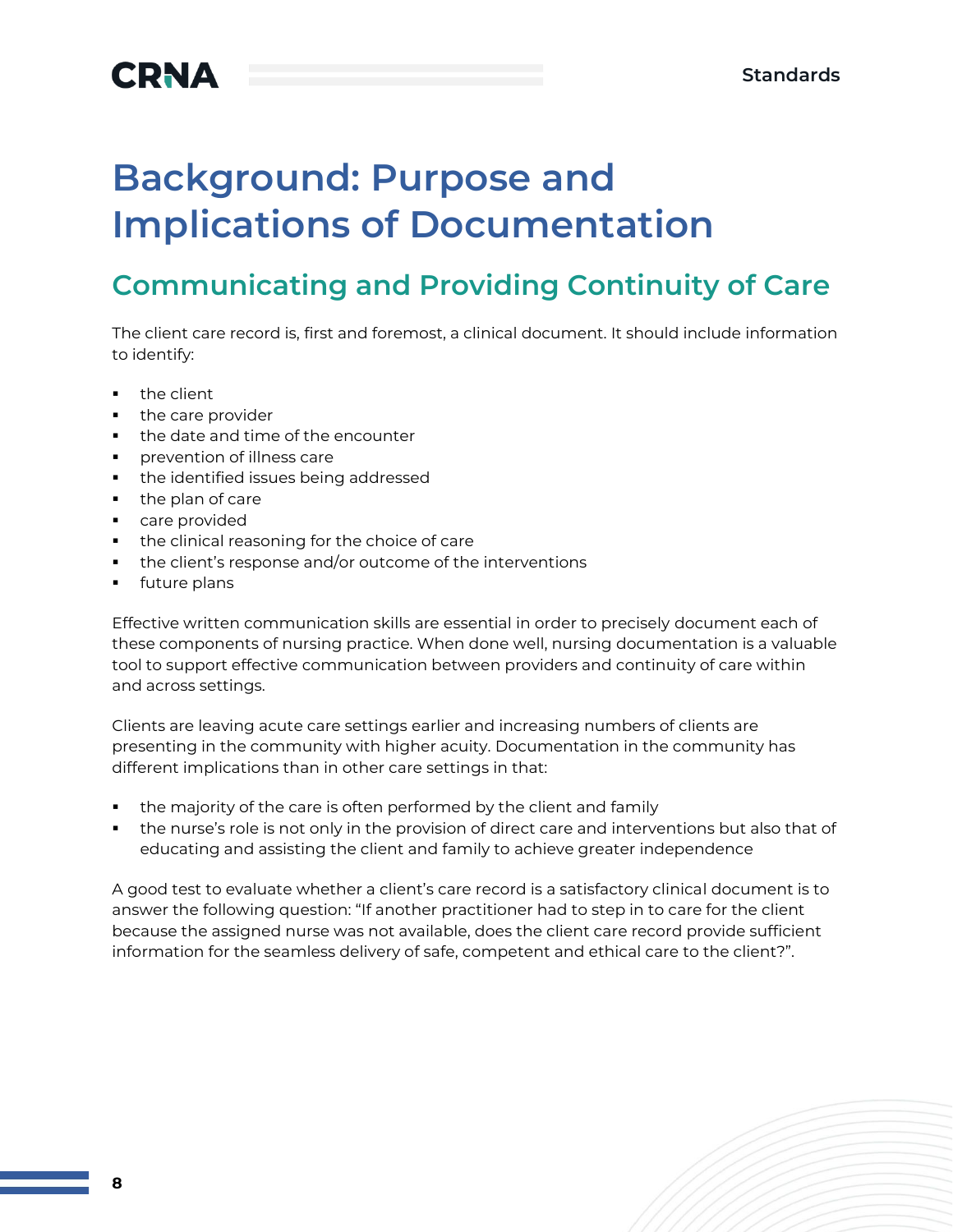# Background: Purpose and Implications of Documentation

## Communicating and Providing Continuity of Care

The client care record is, first and foremost, a clinical document. It should include information to identify:

- the client
- the care provider
- the date and time of the encounter
- prevention of illness care
- the identified issues being addressed
- the plan of care
- care provided
- the clinical reasoning for the choice of care
- the client's response and/or outcome of the interventions
- future plans

Effective written communication skills are essential in order to precisely document each of these components of nursing practice. When done well, nursing documentation is a valuable tool to support effective communication between providers and continuity of care within and across settings.

Clients are leaving acute care settings earlier and increasing numbers of clients are presenting in the community with higher acuity. Documentation in the community has different implications than in other care settings in that:

- the majority of the care is often performed by the client and family
- the nurse's role is not only in the provision of direct care and interventions but also that of educating and assisting the client and family to achieve greater independence

A good test to evaluate whether a client's care record is a satisfactory clinical document is to answer the following question: "If another practitioner had to step in to care for the client because the assigned nurse was not available, does the client care record provide sufficient information for the seamless delivery of safe, competent and ethical care to the client?".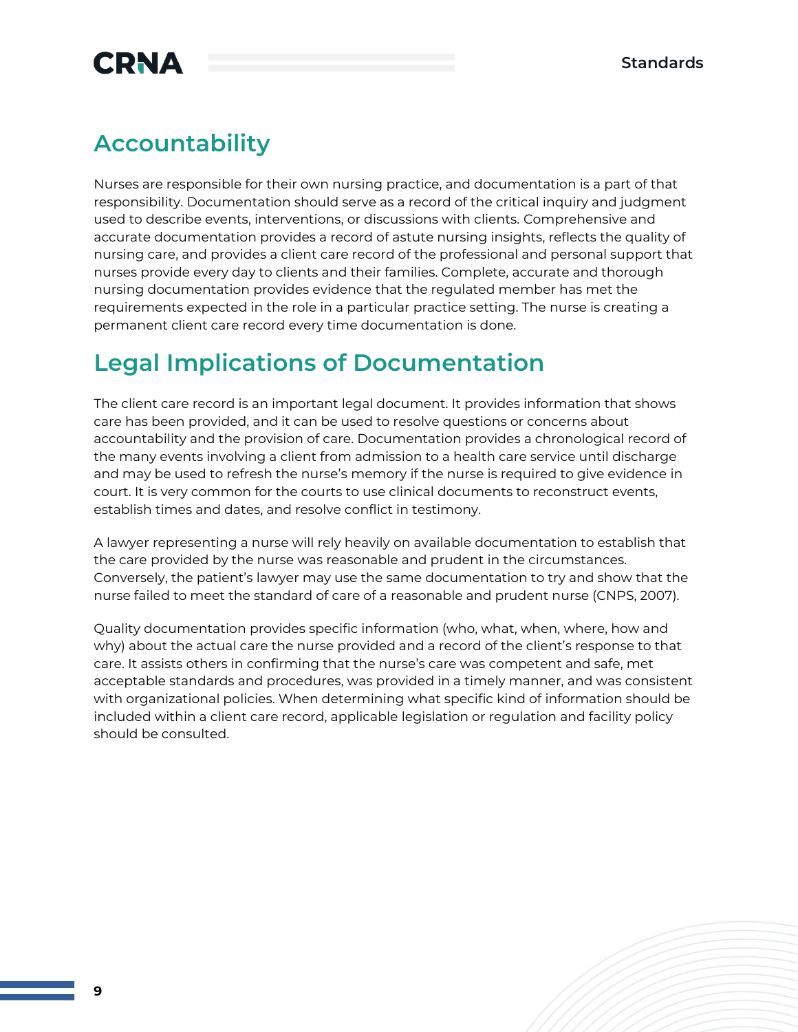## Accountability

Nurses are responsible for their own nursing practice, and documentation is a part of that responsibility. Documentation should serve as a record of the critical inquiry and judgment used to describe events, interventions, or discussions with clients. Comprehensive and accurate documentation provides a record of astute nursing insights, reflects the quality of nursing care, and provides a client care record of the professional and personal support that nurses provide every day to clients and their families. Complete, accurate and thorough nursing documentation provides evidence that the regulated member has met the requirements expected in the role in a particular practice setting. The nurse is creating a permanent client care record every time documentation is done.

## Legal Implications of Documentation

The client care record is an important legal document. It provides information that shows care has been provided, and it can be used to resolve questions or concerns about accountability and the provision of care. Documentation provides a chronological record of the many events involving a client from admission to a health care service until discharge and may be used to refresh the nurse's memory if the nurse is required to give evidence in court. It is very common for the courts to use clinical documents to reconstruct events, establish times and dates, and resolve conflict in testimony.

A lawyer representing a nurse will rely heavily on available documentation to establish that the care provided by the nurse was reasonable and prudent in the circumstances. Conversely, the patient's lawyer may use the same documentation to try and show that the nurse failed to meet the standard of care of a reasonable and prudent nurse (CNPS, 2007).

Quality documentation provides specific information (who, what, when, where, how and why) about the actual care the nurse provided and a record of the client's response to that care. It assists others in confirming that the nurse's care was competent and safe, met acceptable standards and procedures, was provided in a timely manner, and was consistent with organizational policies. When determining what specific kind of information should be included within a client care record, applicable legislation or regulation and facility policy should be consulted.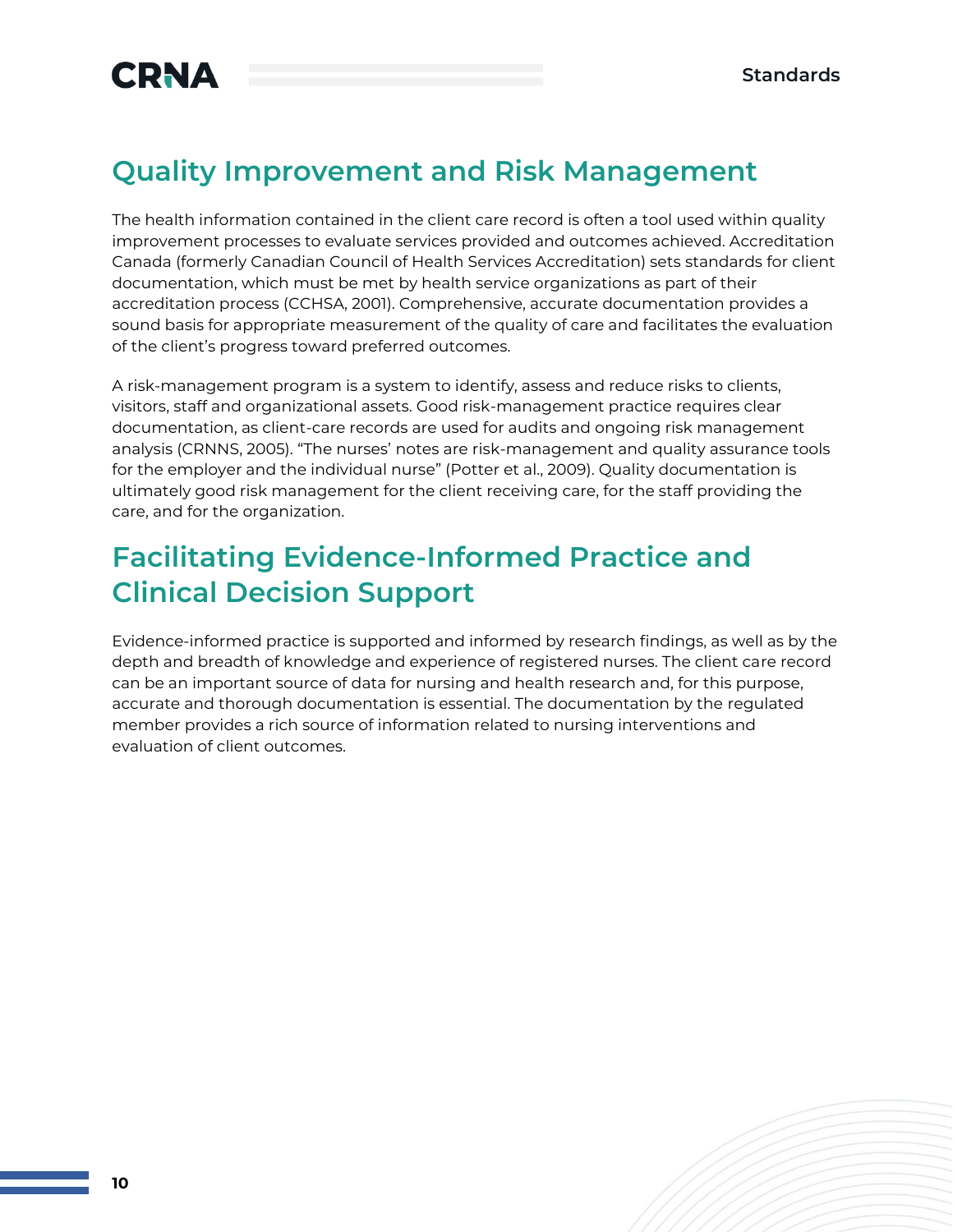## Quality Improvement and Risk Management

The health information contained in the client care record is often a tool used within quality improvement processes to evaluate services provided and outcomes achieved. Accreditation Canada (formerly Canadian Council of Health Services Accreditation) sets standards for client documentation, which must be met by health service organizations as part of their accreditation process (CCHSA, 2001). Comprehensive, accurate documentation provides a sound basis for appropriate measurement of the quality of care and facilitates the evaluation of the client's progress toward preferred outcomes.

A risk-management program is a system to identify, assess and reduce risks to clients, visitors, staff and organizational assets. Good risk-management practice requires clear documentation, as client-care records are used for audits and ongoing risk management analysis (CRNNS, 2005). "The nurses' notes are risk-management and quality assurance tools for the employer and the individual nurse" (Potter et al., 2009). Quality documentation is ultimately good risk management for the client receiving care, for the staff providing the care, and for the organization.

## Facilitating Evidence-Informed Practice and Clinical Decision Support

Evidence-informed practice is supported and informed by research findings, as well as by the depth and breadth of knowledge and experience of registered nurses. The client care record can be an important source of data for nursing and health research and, for this purpose, accurate and thorough documentation is essential. The documentation by the regulated member provides a rich source of information related to nursing interventions and evaluation of client outcomes.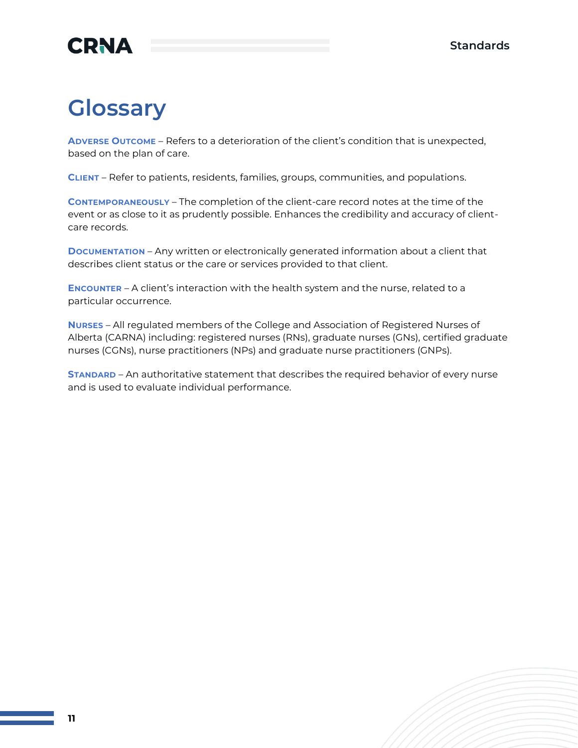# Glossary

**Adverse Outcome** – Refers to a deterioration of the client's condition that is unexpected, based on the plan of care.

**Client** – Refer to patients, residents, families, groups, communities, and populations.

**Contemporaneously** – The completion of the client-care record notes at the time of the event or as close to it as prudently possible. Enhances the credibility and accuracy of client-care records.

**Documentation** – Any written or electronically generated information about a client that describes client status or the care or services provided to that client.

**Encounter** – A client's interaction with the health system and the nurse, related to a particular occurrence.

**Nurses** – All regulated members of the College and Association of Registered Nurses of Alberta (CARNA) including: registered nurses (RNs), graduate nurses (GNs), certified graduate nurses (CGNs), nurse practitioners (NPs) and graduate nurse practitioners (GNPs).

**Standard** – An authoritative statement that describes the required behavior of every nurse and is used to evaluate individual performance.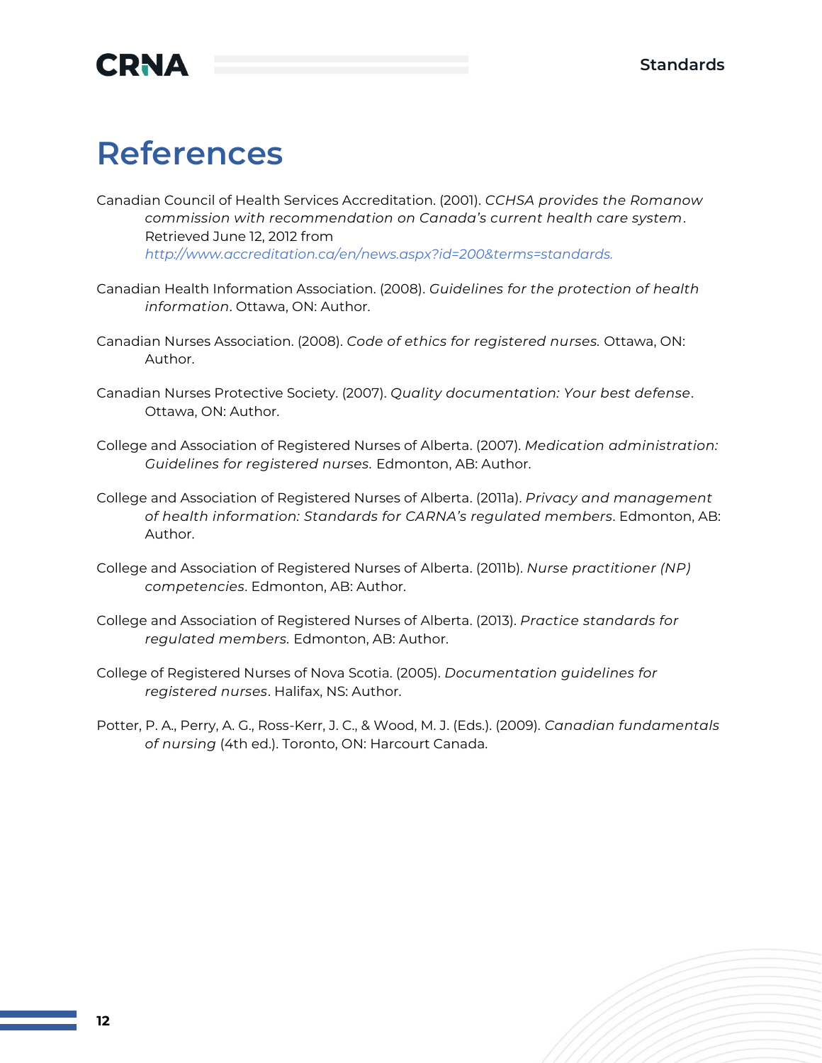# References

Canadian Council of Health Services Accreditation. (2001). *CCHSA provides the Romanow commission with recommendation on Canada's current health care system*. Retrieved June 12, 2012 from *http://www.accreditation.ca/en/news.aspx?id=200&terms=standards.*

Canadian Health Information Association. (2008). *Guidelines for the protection of health information*. Ottawa, ON: Author.

Canadian Nurses Association. (2008). *Code of ethics for registered nurses.* Ottawa, ON: Author.

Canadian Nurses Protective Society. (2007). *Quality documentation: Your best defense*. Ottawa, ON: Author.

College and Association of Registered Nurses of Alberta. (2007). *Medication administration: Guidelines for registered nurses.* Edmonton, AB: Author.

College and Association of Registered Nurses of Alberta. (2011a). *Privacy and management of health information: Standards for CARNA's regulated members*. Edmonton, AB: Author.

College and Association of Registered Nurses of Alberta. (2011b). *Nurse practitioner (NP) competencies*. Edmonton, AB: Author.

College and Association of Registered Nurses of Alberta. (2013). *Practice standards for regulated members.* Edmonton, AB: Author.

College of Registered Nurses of Nova Scotia. (2005). *Documentation guidelines for registered nurses*. Halifax, NS: Author.

Potter, P. A., Perry, A. G., Ross-Kerr, J. C., & Wood, M. J. (Eds.). (2009). *Canadian fundamentals of nursing* (4th ed.). Toronto, ON: Harcourt Canada.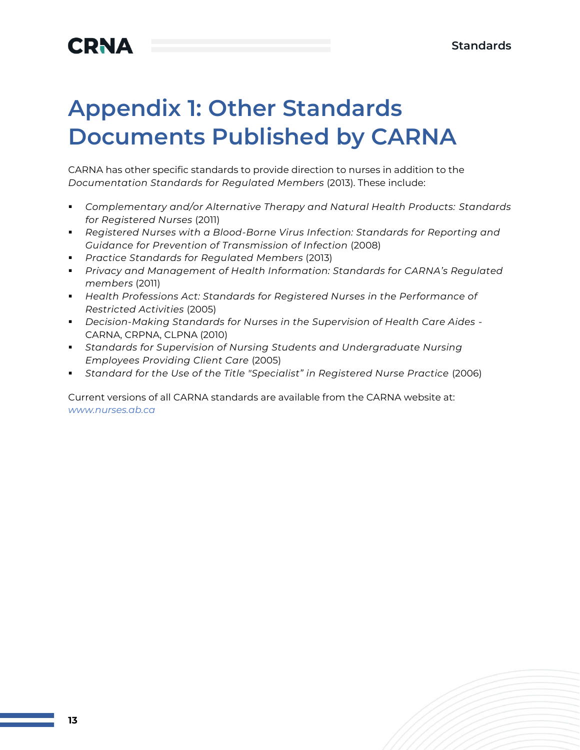# Appendix 1: Other Standards Documents Published by CARNA

CARNA has other specific standards to provide direction to nurses in addition to the *Documentation Standards for Regulated Members* (2013). These include:

- *Complementary and/or Alternative Therapy and Natural Health Products: Standards for Registered Nurses* (2011)
- *Registered Nurses with a Blood-Borne Virus Infection: Standards for Reporting and Guidance for Prevention of Transmission of Infection* (2008)
- *Practice Standards for Regulated Members* (2013)
- *Privacy and Management of Health Information: Standards for CARNA's Regulated members* (2011)
- *Health Professions Act: Standards for Registered Nurses in the Performance of Restricted Activities* (2005)
- *Decision-Making Standards for Nurses in the Supervision of Health Care Aides -* CARNA, CRPNA, CLPNA (2010)
- *Standards for Supervision of Nursing Students and Undergraduate Nursing Employees Providing Client Care* (2005)
- *Standard for the Use of the Title "Specialist" in Registered Nurse Practice* (2006)

Current versions of all CARNA standards are available from the CARNA website at: *www.nurses.ab.ca*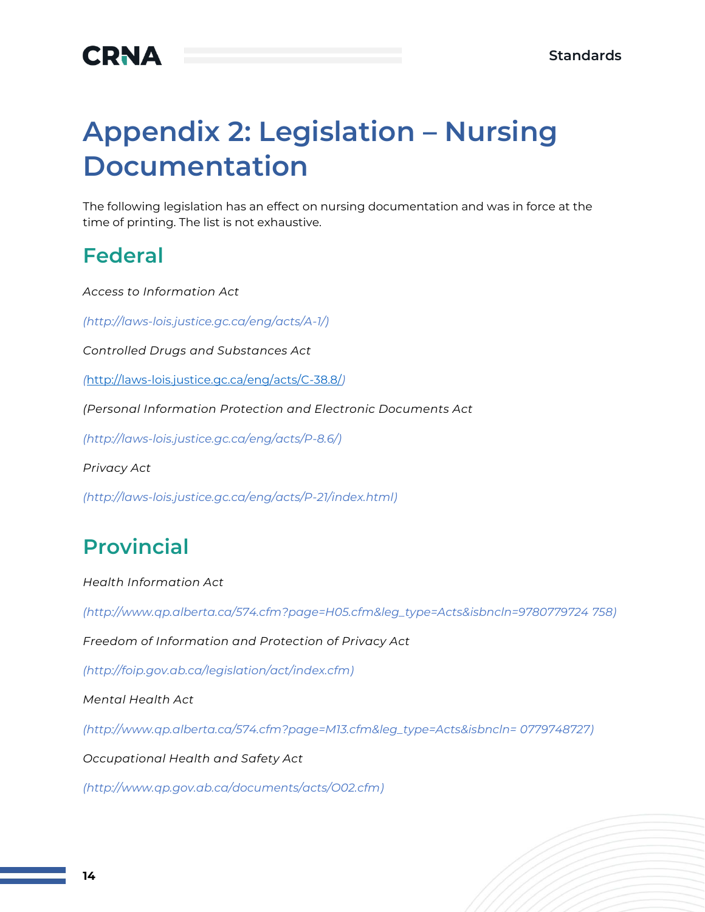# Appendix 2: Legislation – Nursing Documentation

The following legislation has an effect on nursing documentation and was in force at the time of printing. The list is not exhaustive.

## Federal

*Access to Information Act*

*(http://laws-lois.justice.gc.ca/eng/acts/A-1/)*

*Controlled Drugs and Substances Act*

*(http://laws-lois.justice.gc.ca/eng/acts/C-38.8/)*

*(Personal Information Protection and Electronic Documents Act*

*(http://laws-lois.justice.gc.ca/eng/acts/P-8.6/)*

*Privacy Act*

*(http://laws-lois.justice.gc.ca/eng/acts/P-21/index.html)*

## Provincial

*Health Information Act*

*(http://www.qp.alberta.ca/574.cfm?page=H05.cfm&leg_type=Acts&isbncln=9780779724 758)*

*Freedom of Information and Protection of Privacy Act*

*(http://foip.gov.ab.ca/legislation/act/index.cfm)*

*Mental Health Act*

*(http://www.qp.alberta.ca/574.cfm?page=M13.cfm&leg_type=Acts&isbncln= 0779748727)*

*Occupational Health and Safety Act*

*(http://www.qp.gov.ab.ca/documents/acts/O02.cfm)*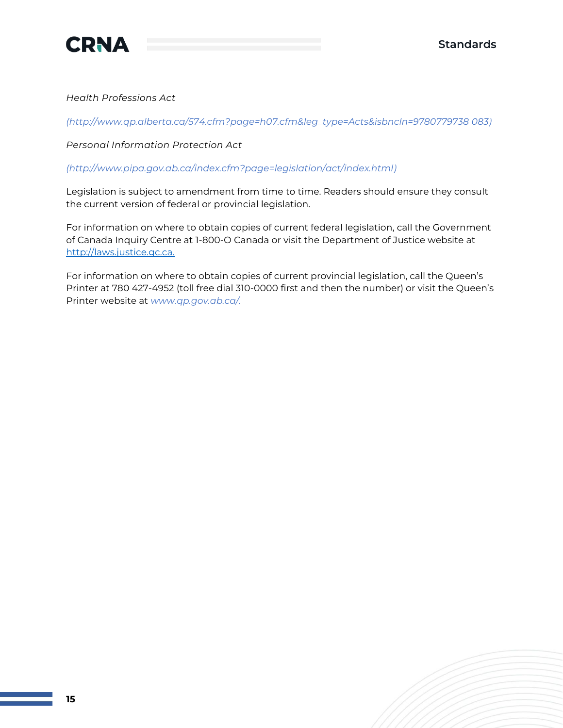*Health Professions Act*

*(http://www.qp.alberta.ca/574.cfm?page=h07.cfm&leg_type=Acts&isbncln=9780779738 083)*

*Personal Information Protection Act*

*(http://www.pipa.gov.ab.ca/index.cfm?page=legislation/act/index.html)*

Legislation is subject to amendment from time to time. Readers should ensure they consult the current version of federal or provincial legislation.

For information on where to obtain copies of current federal legislation, call the Government of Canada Inquiry Centre at 1-800-O Canada or visit the Department of Justice website at http://laws.justice.gc.ca.

For information on where to obtain copies of current provincial legislation, call the Queen's Printer at 780 427-4952 (toll free dial 310-0000 first and then the number) or visit the Queen's Printer website at *www.qp.gov.ab.ca/.*